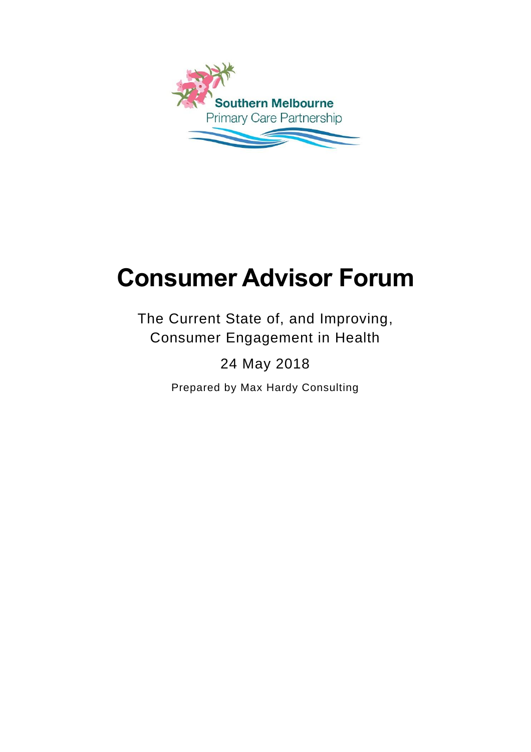Southern Melbourne
Primary Care Partnership

# Consumer Advisor Forum

The Current State of, and Improving, Consumer Engagement in Health

24 May 2018

Prepared by Max Hardy Consulting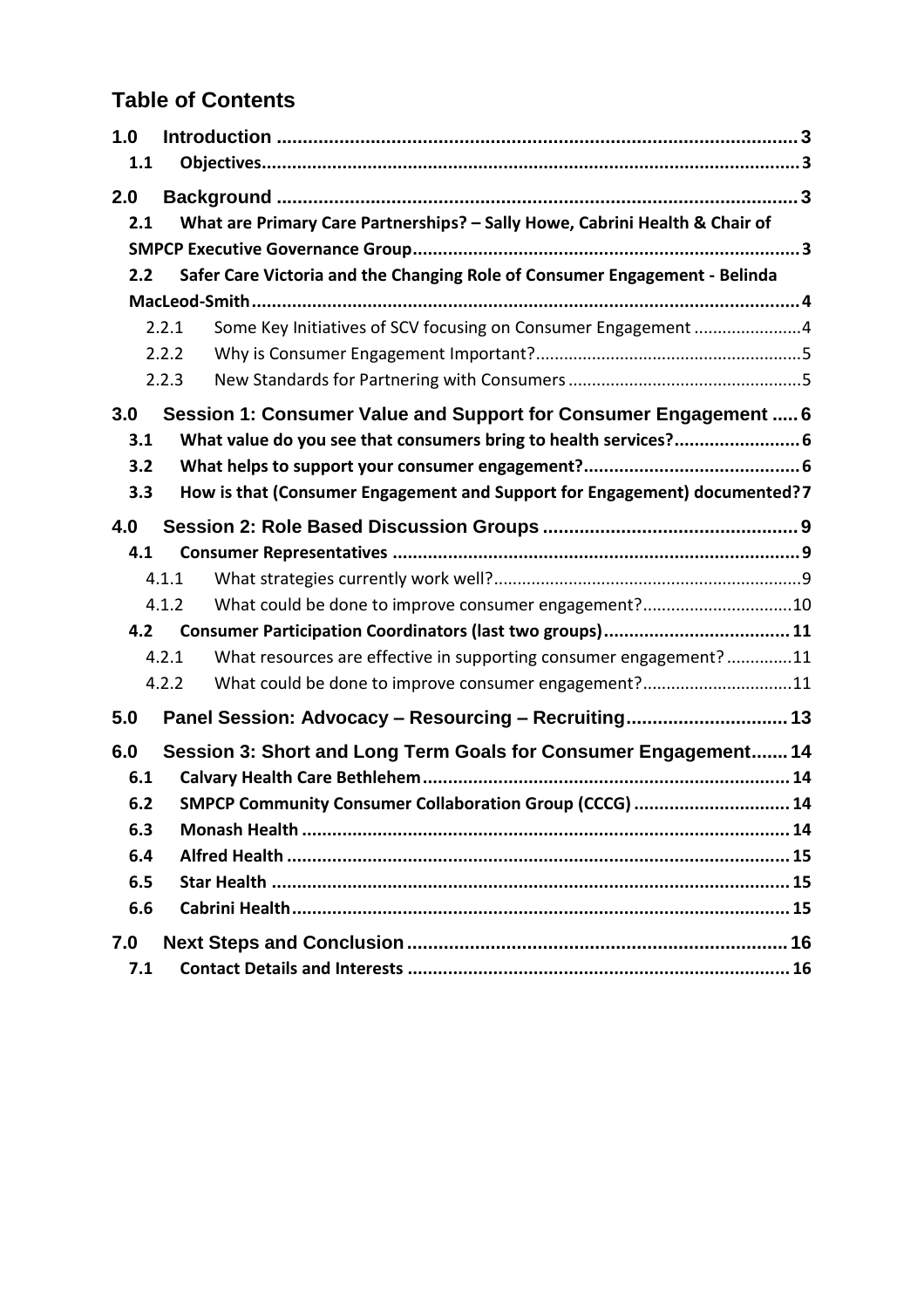## Table of Contents

- **1.0 Introduction** .......... 3
  - **1.1 Objectives** .......... 3
- **2.0 Background** .......... 3
  - **2.1 What are Primary Care Partnerships? – Sally Howe, Cabrini Health & Chair of SMPCP Executive Governance Group** .......... 3
  - **2.2 Safer Care Victoria and the Changing Role of Consumer Engagement - Belinda MacLeod-Smith** .......... 4
    - 2.2.1 Some Key Initiatives of SCV focusing on Consumer Engagement .......... 4
    - 2.2.2 Why is Consumer Engagement Important? .......... 5
    - 2.2.3 New Standards for Partnering with Consumers .......... 5
- **3.0 Session 1: Consumer Value and Support for Consumer Engagement** .......... 6
  - **3.1 What value do you see that consumers bring to health services?** .......... 6
  - **3.2 What helps to support your consumer engagement?** .......... 6
  - **3.3 How is that (Consumer Engagement and Support for Engagement) documented?** .......... 7
- **4.0 Session 2: Role Based Discussion Groups** .......... 9
  - **4.1 Consumer Representatives** .......... 9
    - 4.1.1 What strategies currently work well? .......... 9
    - 4.1.2 What could be done to improve consumer engagement? .......... 10
  - **4.2 Consumer Participation Coordinators (last two groups)** .......... 11
    - 4.2.1 What resources are effective in supporting consumer engagement? .......... 11
    - 4.2.2 What could be done to improve consumer engagement? .......... 11
- **5.0 Panel Session: Advocacy – Resourcing – Recruiting** .......... 13
- **6.0 Session 3: Short and Long Term Goals for Consumer Engagement** .......... 14
  - **6.1 Calvary Health Care Bethlehem** .......... 14
  - **6.2 SMPCP Community Consumer Collaboration Group (CCCG)** .......... 14
  - **6.3 Monash Health** .......... 14
  - **6.4 Alfred Health** .......... 15
  - **6.5 Star Health** .......... 15
  - **6.6 Cabrini Health** .......... 15
- **7.0 Next Steps and Conclusion** .......... 16
  - **7.1 Contact Details and Interests** .......... 16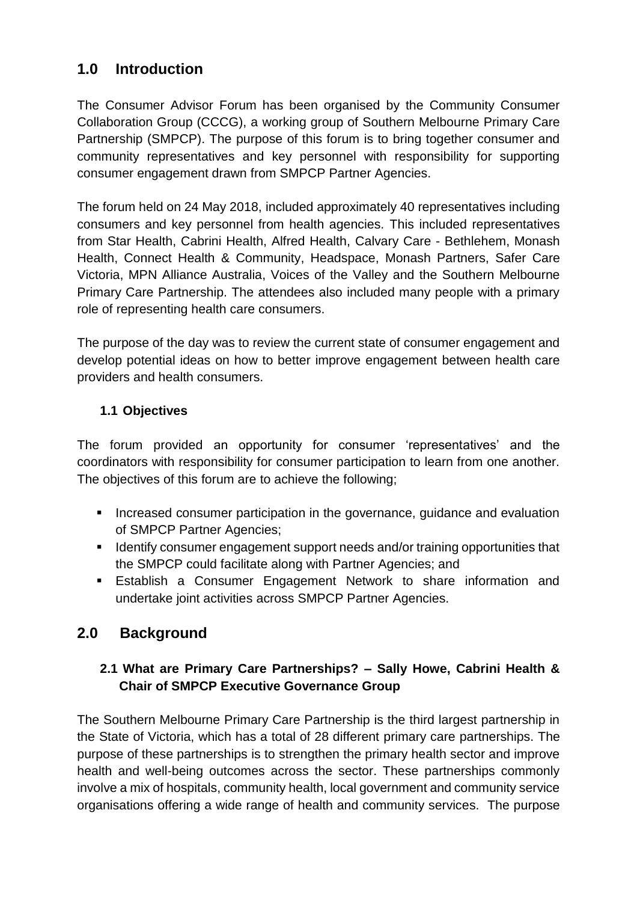## 1.0 Introduction

The Consumer Advisor Forum has been organised by the Community Consumer Collaboration Group (CCCG), a working group of Southern Melbourne Primary Care Partnership (SMPCP). The purpose of this forum is to bring together consumer and community representatives and key personnel with responsibility for supporting consumer engagement drawn from SMPCP Partner Agencies.

The forum held on 24 May 2018, included approximately 40 representatives including consumers and key personnel from health agencies. This included representatives from Star Health, Cabrini Health, Alfred Health, Calvary Care - Bethlehem, Monash Health, Connect Health & Community, Headspace, Monash Partners, Safer Care Victoria, MPN Alliance Australia, Voices of the Valley and the Southern Melbourne Primary Care Partnership. The attendees also included many people with a primary role of representing health care consumers.

The purpose of the day was to review the current state of consumer engagement and develop potential ideas on how to better improve engagement between health care providers and health consumers.

### 1.1 Objectives

The forum provided an opportunity for consumer 'representatives' and the coordinators with responsibility for consumer participation to learn from one another. The objectives of this forum are to achieve the following;

- Increased consumer participation in the governance, guidance and evaluation of SMPCP Partner Agencies;
- Identify consumer engagement support needs and/or training opportunities that the SMPCP could facilitate along with Partner Agencies; and
- Establish a Consumer Engagement Network to share information and undertake joint activities across SMPCP Partner Agencies.

## 2.0 Background

### 2.1 What are Primary Care Partnerships? – Sally Howe, Cabrini Health & Chair of SMPCP Executive Governance Group

The Southern Melbourne Primary Care Partnership is the third largest partnership in the State of Victoria, which has a total of 28 different primary care partnerships. The purpose of these partnerships is to strengthen the primary health sector and improve health and well-being outcomes across the sector. These partnerships commonly involve a mix of hospitals, community health, local government and community service organisations offering a wide range of health and community services. The purpose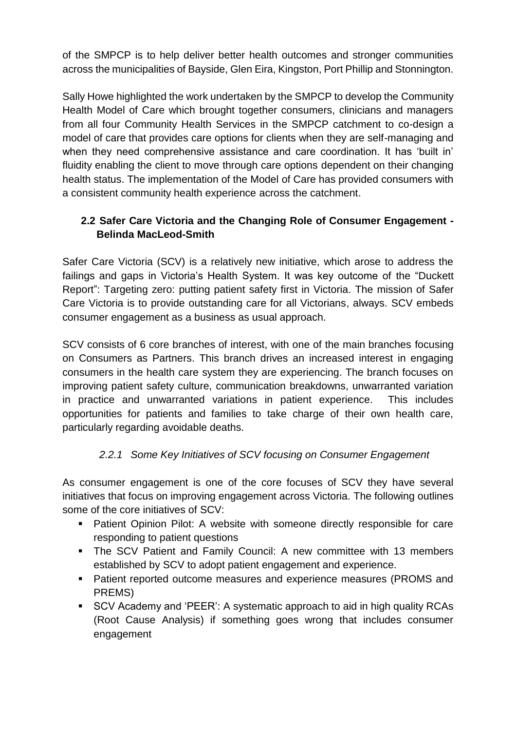of the SMPCP is to help deliver better health outcomes and stronger communities across the municipalities of Bayside, Glen Eira, Kingston, Port Phillip and Stonnington.

Sally Howe highlighted the work undertaken by the SMPCP to develop the Community Health Model of Care which brought together consumers, clinicians and managers from all four Community Health Services in the SMPCP catchment to co-design a model of care that provides care options for clients when they are self-managing and when they need comprehensive assistance and care coordination. It has 'built in' fluidity enabling the client to move through care options dependent on their changing health status. The implementation of the Model of Care has provided consumers with a consistent community health experience across the catchment.

### 2.2 Safer Care Victoria and the Changing Role of Consumer Engagement - Belinda MacLeod-Smith

Safer Care Victoria (SCV) is a relatively new initiative, which arose to address the failings and gaps in Victoria's Health System. It was key outcome of the "Duckett Report": Targeting zero: putting patient safety first in Victoria. The mission of Safer Care Victoria is to provide outstanding care for all Victorians, always. SCV embeds consumer engagement as a business as usual approach.

SCV consists of 6 core branches of interest, with one of the main branches focusing on Consumers as Partners. This branch drives an increased interest in engaging consumers in the health care system they are experiencing. The branch focuses on improving patient safety culture, communication breakdowns, unwarranted variation in practice and unwarranted variations in patient experience. This includes opportunities for patients and families to take charge of their own health care, particularly regarding avoidable deaths.

#### *2.2.1 Some Key Initiatives of SCV focusing on Consumer Engagement*

As consumer engagement is one of the core focuses of SCV they have several initiatives that focus on improving engagement across Victoria. The following outlines some of the core initiatives of SCV:

- Patient Opinion Pilot: A website with someone directly responsible for care responding to patient questions
- The SCV Patient and Family Council: A new committee with 13 members established by SCV to adopt patient engagement and experience.
- Patient reported outcome measures and experience measures (PROMS and PREMS)
- SCV Academy and 'PEER': A systematic approach to aid in high quality RCAs (Root Cause Analysis) if something goes wrong that includes consumer engagement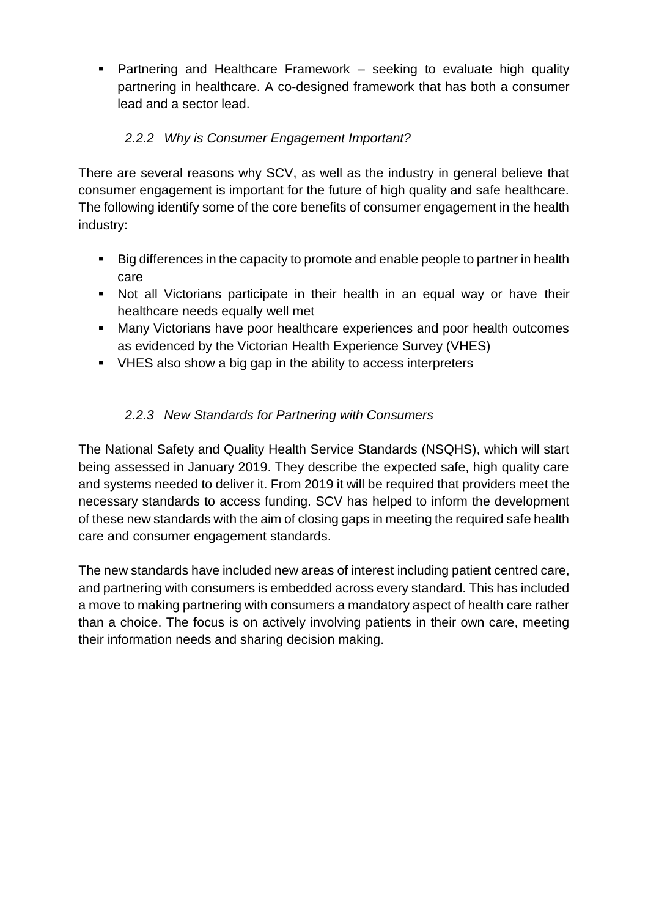- Partnering and Healthcare Framework – seeking to evaluate high quality partnering in healthcare. A co-designed framework that has both a consumer lead and a sector lead.

### *2.2.2 Why is Consumer Engagement Important?*

There are several reasons why SCV, as well as the industry in general believe that consumer engagement is important for the future of high quality and safe healthcare. The following identify some of the core benefits of consumer engagement in the health industry:

- Big differences in the capacity to promote and enable people to partner in health care
- Not all Victorians participate in their health in an equal way or have their healthcare needs equally well met
- Many Victorians have poor healthcare experiences and poor health outcomes as evidenced by the Victorian Health Experience Survey (VHES)
- VHES also show a big gap in the ability to access interpreters

### *2.2.3 New Standards for Partnering with Consumers*

The National Safety and Quality Health Service Standards (NSQHS), which will start being assessed in January 2019. They describe the expected safe, high quality care and systems needed to deliver it. From 2019 it will be required that providers meet the necessary standards to access funding. SCV has helped to inform the development of these new standards with the aim of closing gaps in meeting the required safe health care and consumer engagement standards.

The new standards have included new areas of interest including patient centred care, and partnering with consumers is embedded across every standard. This has included a move to making partnering with consumers a mandatory aspect of health care rather than a choice. The focus is on actively involving patients in their own care, meeting their information needs and sharing decision making.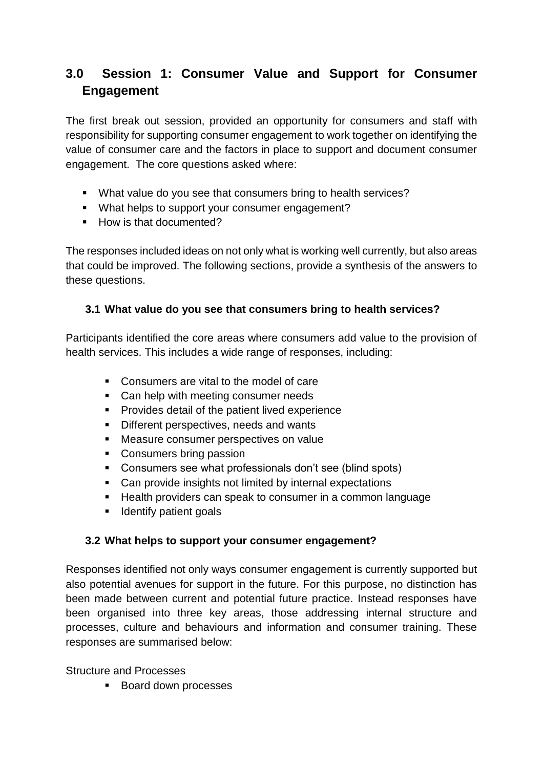## 3.0 Session 1: Consumer Value and Support for Consumer Engagement

The first break out session, provided an opportunity for consumers and staff with responsibility for supporting consumer engagement to work together on identifying the value of consumer care and the factors in place to support and document consumer engagement. The core questions asked where:

- What value do you see that consumers bring to health services?
- What helps to support your consumer engagement?
- How is that documented?

The responses included ideas on not only what is working well currently, but also areas that could be improved. The following sections, provide a synthesis of the answers to these questions.

### 3.1 What value do you see that consumers bring to health services?

Participants identified the core areas where consumers add value to the provision of health services. This includes a wide range of responses, including:

- Consumers are vital to the model of care
- Can help with meeting consumer needs
- Provides detail of the patient lived experience
- Different perspectives, needs and wants
- Measure consumer perspectives on value
- Consumers bring passion
- Consumers see what professionals don't see (blind spots)
- Can provide insights not limited by internal expectations
- Health providers can speak to consumer in a common language
- Identify patient goals

### 3.2 What helps to support your consumer engagement?

Responses identified not only ways consumer engagement is currently supported but also potential avenues for support in the future. For this purpose, no distinction has been made between current and potential future practice. Instead responses have been organised into three key areas, those addressing internal structure and processes, culture and behaviours and information and consumer training. These responses are summarised below:

Structure and Processes

- Board down processes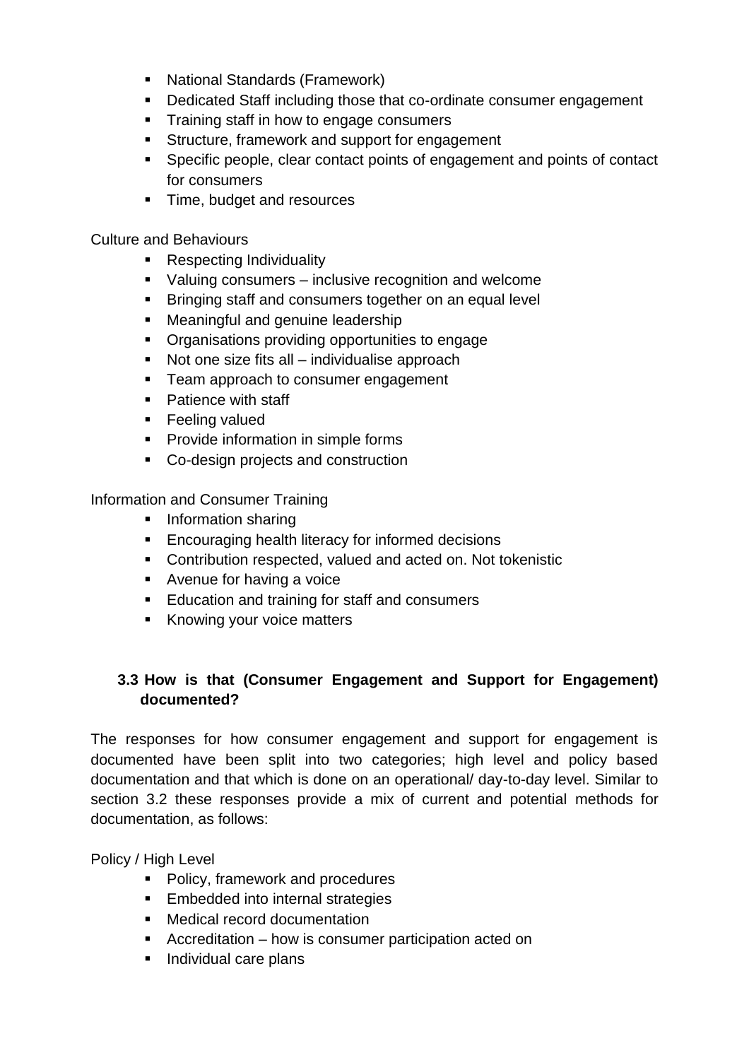- National Standards (Framework)
- Dedicated Staff including those that co-ordinate consumer engagement
- Training staff in how to engage consumers
- Structure, framework and support for engagement
- Specific people, clear contact points of engagement and points of contact for consumers
- Time, budget and resources

Culture and Behaviours

- Respecting Individuality
- Valuing consumers – inclusive recognition and welcome
- Bringing staff and consumers together on an equal level
- Meaningful and genuine leadership
- Organisations providing opportunities to engage
- Not one size fits all – individualise approach
- Team approach to consumer engagement
- Patience with staff
- Feeling valued
- Provide information in simple forms
- Co-design projects and construction

Information and Consumer Training

- Information sharing
- Encouraging health literacy for informed decisions
- Contribution respected, valued and acted on. Not tokenistic
- Avenue for having a voice
- Education and training for staff and consumers
- Knowing your voice matters

### 3.3 How is that (Consumer Engagement and Support for Engagement) documented?

The responses for how consumer engagement and support for engagement is documented have been split into two categories; high level and policy based documentation and that which is done on an operational/ day-to-day level. Similar to section 3.2 these responses provide a mix of current and potential methods for documentation, as follows:

Policy / High Level

- Policy, framework and procedures
- Embedded into internal strategies
- Medical record documentation
- Accreditation – how is consumer participation acted on
- Individual care plans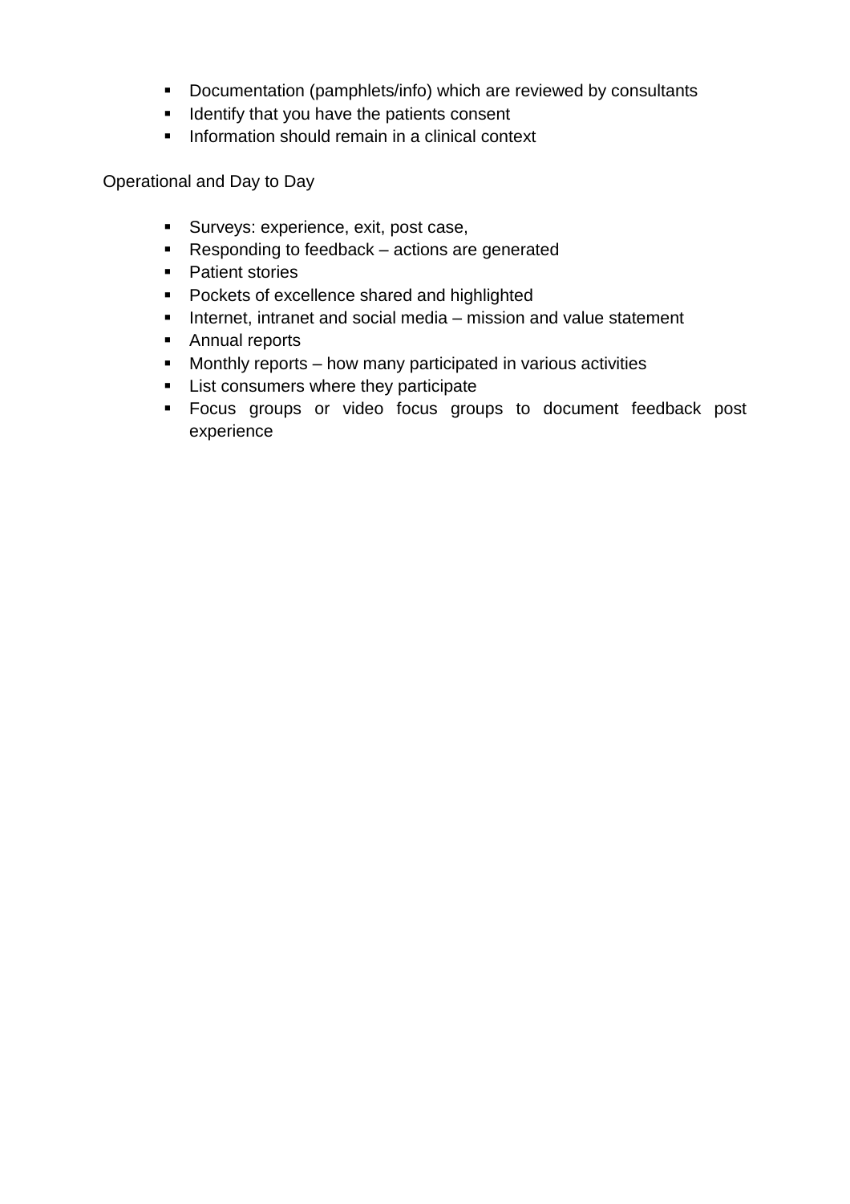- Documentation (pamphlets/info) which are reviewed by consultants
- Identify that you have the patients consent
- Information should remain in a clinical context

Operational and Day to Day

- Surveys: experience, exit, post case,
- Responding to feedback – actions are generated
- Patient stories
- Pockets of excellence shared and highlighted
- Internet, intranet and social media – mission and value statement
- Annual reports
- Monthly reports – how many participated in various activities
- List consumers where they participate
- Focus groups or video focus groups to document feedback post experience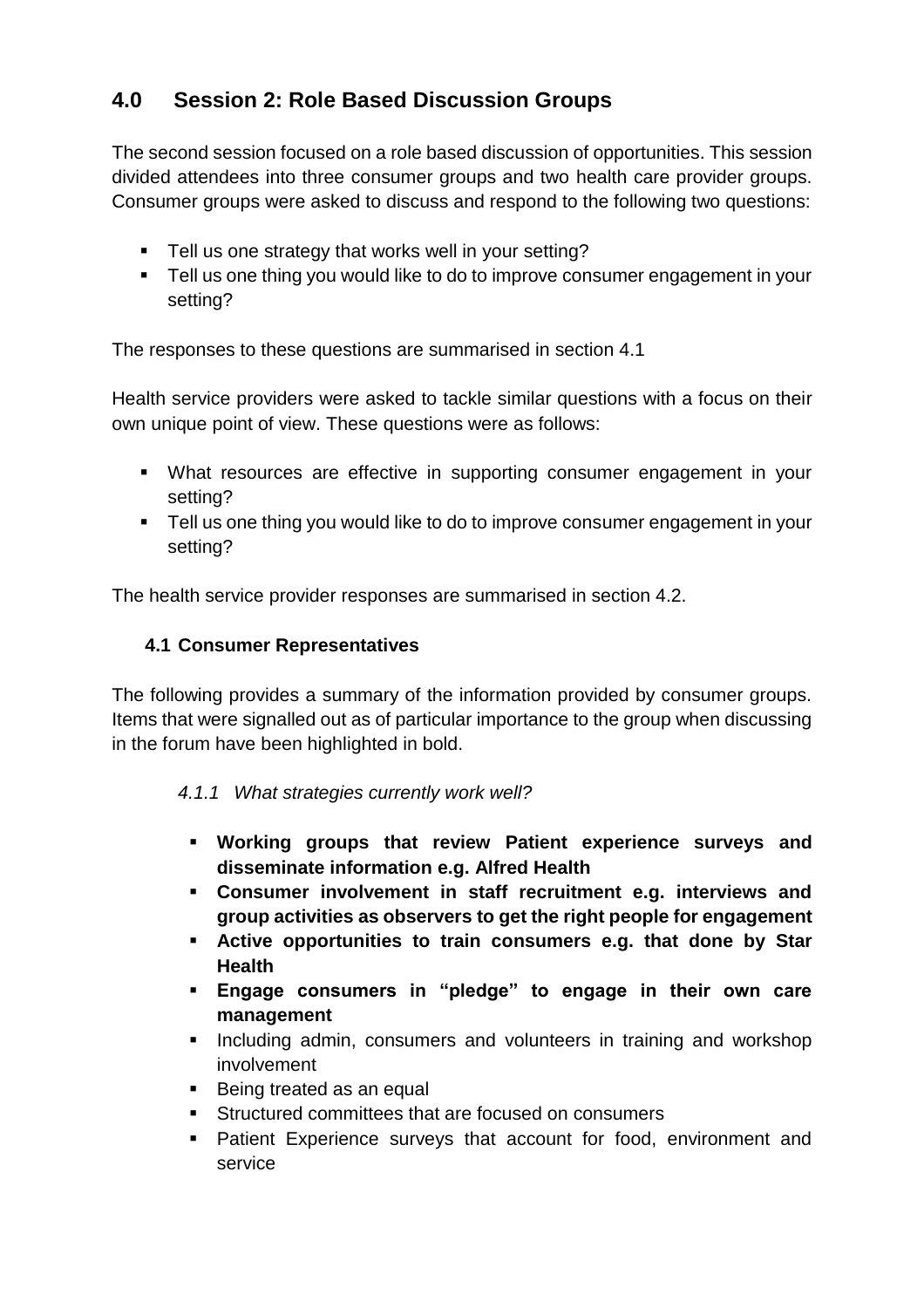## 4.0 Session 2: Role Based Discussion Groups

The second session focused on a role based discussion of opportunities. This session divided attendees into three consumer groups and two health care provider groups. Consumer groups were asked to discuss and respond to the following two questions:

- Tell us one strategy that works well in your setting?
- Tell us one thing you would like to do to improve consumer engagement in your setting?

The responses to these questions are summarised in section 4.1

Health service providers were asked to tackle similar questions with a focus on their own unique point of view. These questions were as follows:

- What resources are effective in supporting consumer engagement in your setting?
- Tell us one thing you would like to do to improve consumer engagement in your setting?

The health service provider responses are summarised in section 4.2.

### 4.1 Consumer Representatives

The following provides a summary of the information provided by consumer groups. Items that were signalled out as of particular importance to the group when discussing in the forum have been highlighted in bold.

#### *4.1.1 What strategies currently work well?*

- **Working groups that review Patient experience surveys and disseminate information e.g. Alfred Health**
- **Consumer involvement in staff recruitment e.g. interviews and group activities as observers to get the right people for engagement**
- **Active opportunities to train consumers e.g. that done by Star Health**
- **Engage consumers in "pledge" to engage in their own care management**
- Including admin, consumers and volunteers in training and workshop involvement
- Being treated as an equal
- Structured committees that are focused on consumers
- Patient Experience surveys that account for food, environment and service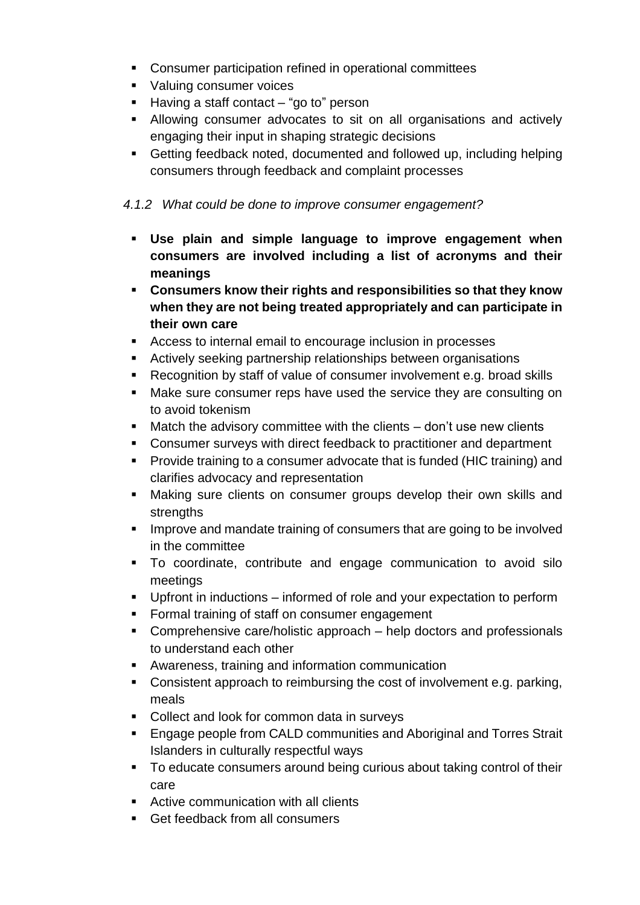- Consumer participation refined in operational committees
- Valuing consumer voices
- Having a staff contact – "go to" person
- Allowing consumer advocates to sit on all organisations and actively engaging their input in shaping strategic decisions
- Getting feedback noted, documented and followed up, including helping consumers through feedback and complaint processes

#### *4.1.2 What could be done to improve consumer engagement?*

- **Use plain and simple language to improve engagement when consumers are involved including a list of acronyms and their meanings**
- **Consumers know their rights and responsibilities so that they know when they are not being treated appropriately and can participate in their own care**
- Access to internal email to encourage inclusion in processes
- Actively seeking partnership relationships between organisations
- Recognition by staff of value of consumer involvement e.g. broad skills
- Make sure consumer reps have used the service they are consulting on to avoid tokenism
- Match the advisory committee with the clients – don't use new clients
- Consumer surveys with direct feedback to practitioner and department
- Provide training to a consumer advocate that is funded (HIC training) and clarifies advocacy and representation
- Making sure clients on consumer groups develop their own skills and strengths
- Improve and mandate training of consumers that are going to be involved in the committee
- To coordinate, contribute and engage communication to avoid silo meetings
- Upfront in inductions – informed of role and your expectation to perform
- Formal training of staff on consumer engagement
- Comprehensive care/holistic approach – help doctors and professionals to understand each other
- Awareness, training and information communication
- Consistent approach to reimbursing the cost of involvement e.g. parking, meals
- Collect and look for common data in surveys
- Engage people from CALD communities and Aboriginal and Torres Strait Islanders in culturally respectful ways
- To educate consumers around being curious about taking control of their care
- Active communication with all clients
- Get feedback from all consumers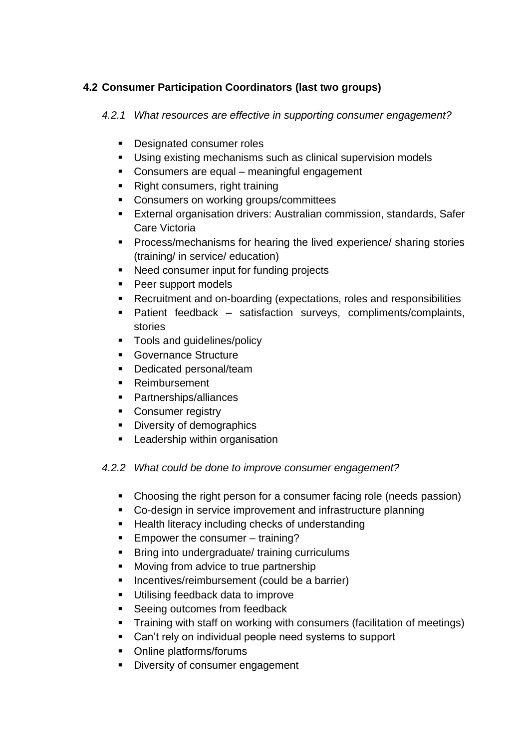## 4.2 Consumer Participation Coordinators (last two groups)

### *4.2.1 What resources are effective in supporting consumer engagement?*

- Designated consumer roles
- Using existing mechanisms such as clinical supervision models
- Consumers are equal – meaningful engagement
- Right consumers, right training
- Consumers on working groups/committees
- External organisation drivers: Australian commission, standards, Safer Care Victoria
- Process/mechanisms for hearing the lived experience/ sharing stories (training/ in service/ education)
- Need consumer input for funding projects
- Peer support models
- Recruitment and on-boarding (expectations, roles and responsibilities
- Patient feedback – satisfaction surveys, compliments/complaints, stories
- Tools and guidelines/policy
- Governance Structure
- Dedicated personal/team
- Reimbursement
- Partnerships/alliances
- Consumer registry
- Diversity of demographics
- Leadership within organisation

### *4.2.2 What could be done to improve consumer engagement?*

- Choosing the right person for a consumer facing role (needs passion)
- Co-design in service improvement and infrastructure planning
- Health literacy including checks of understanding
- Empower the consumer – training?
- Bring into undergraduate/ training curriculums
- Moving from advice to true partnership
- Incentives/reimbursement (could be a barrier)
- Utilising feedback data to improve
- Seeing outcomes from feedback
- Training with staff on working with consumers (facilitation of meetings)
- Can't rely on individual people need systems to support
- Online platforms/forums
- Diversity of consumer engagement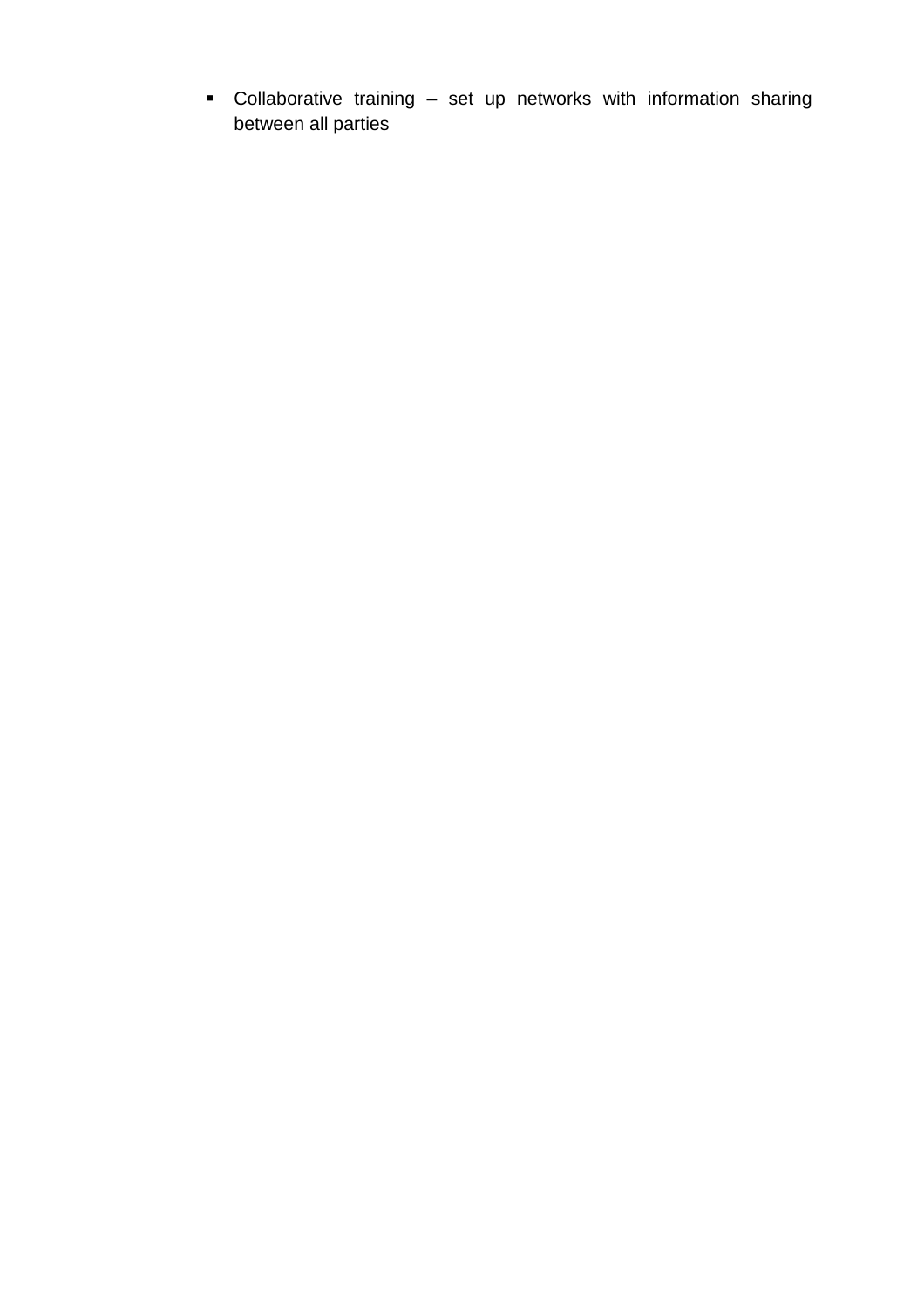- Collaborative training – set up networks with information sharing between all parties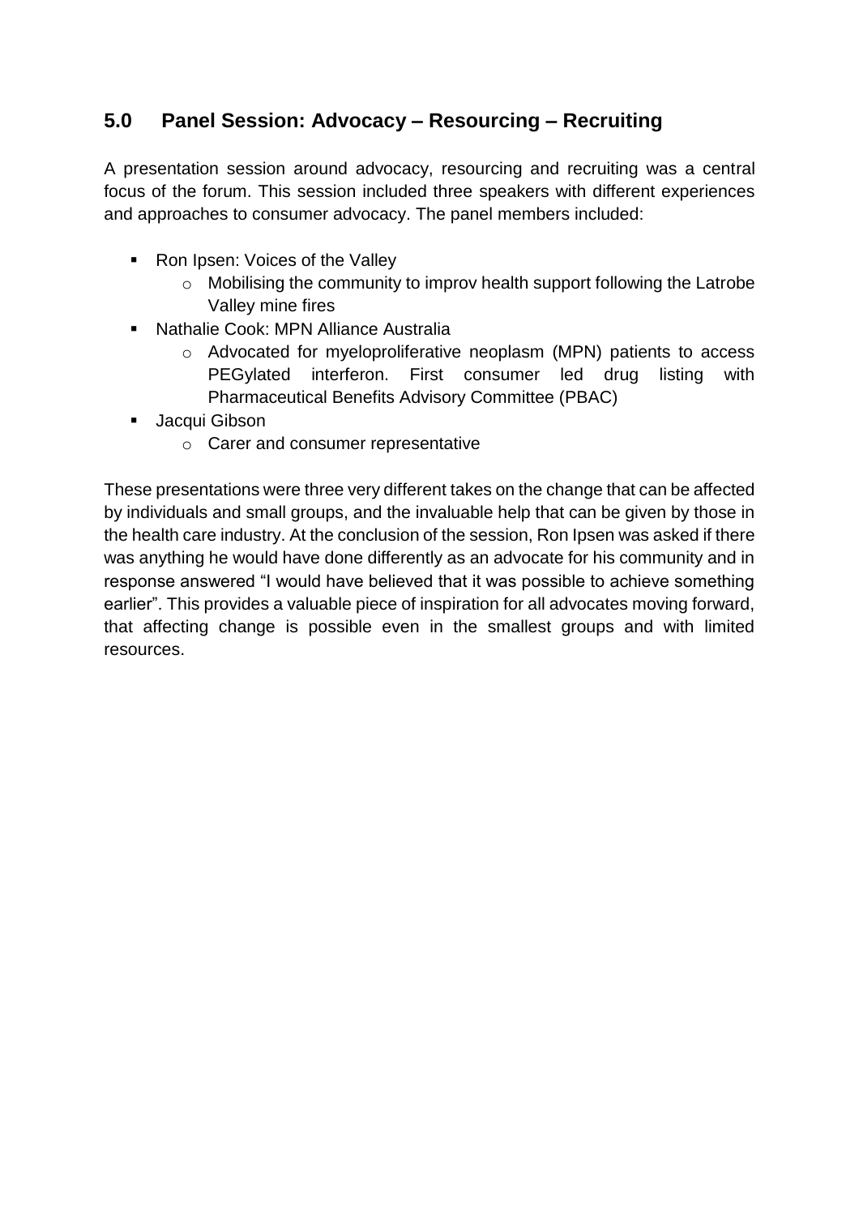## 5.0 Panel Session: Advocacy – Resourcing – Recruiting

A presentation session around advocacy, resourcing and recruiting was a central focus of the forum. This session included three speakers with different experiences and approaches to consumer advocacy. The panel members included:

- Ron Ipsen: Voices of the Valley
  - Mobilising the community to improv health support following the Latrobe Valley mine fires
- Nathalie Cook: MPN Alliance Australia
  - Advocated for myeloproliferative neoplasm (MPN) patients to access PEGylated interferon. First consumer led drug listing with Pharmaceutical Benefits Advisory Committee (PBAC)
- Jacqui Gibson
  - Carer and consumer representative

These presentations were three very different takes on the change that can be affected by individuals and small groups, and the invaluable help that can be given by those in the health care industry. At the conclusion of the session, Ron Ipsen was asked if there was anything he would have done differently as an advocate for his community and in response answered "I would have believed that it was possible to achieve something earlier". This provides a valuable piece of inspiration for all advocates moving forward, that affecting change is possible even in the smallest groups and with limited resources.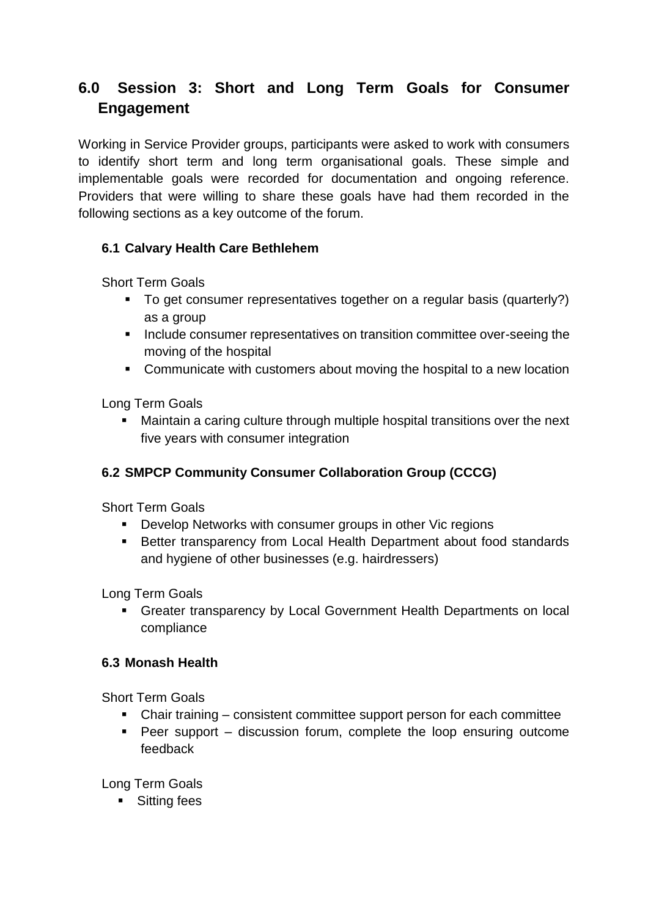## 6.0 Session 3: Short and Long Term Goals for Consumer Engagement

Working in Service Provider groups, participants were asked to work with consumers to identify short term and long term organisational goals. These simple and implementable goals were recorded for documentation and ongoing reference. Providers that were willing to share these goals have had them recorded in the following sections as a key outcome of the forum.

### 6.1 Calvary Health Care Bethlehem

Short Term Goals

- To get consumer representatives together on a regular basis (quarterly?) as a group
- Include consumer representatives on transition committee over-seeing the moving of the hospital
- Communicate with customers about moving the hospital to a new location

Long Term Goals

- Maintain a caring culture through multiple hospital transitions over the next five years with consumer integration

### 6.2 SMPCP Community Consumer Collaboration Group (CCCG)

Short Term Goals

- Develop Networks with consumer groups in other Vic regions
- Better transparency from Local Health Department about food standards and hygiene of other businesses (e.g. hairdressers)

Long Term Goals

- Greater transparency by Local Government Health Departments on local compliance

### 6.3 Monash Health

Short Term Goals

- Chair training – consistent committee support person for each committee
- Peer support – discussion forum, complete the loop ensuring outcome feedback

Long Term Goals

- Sitting fees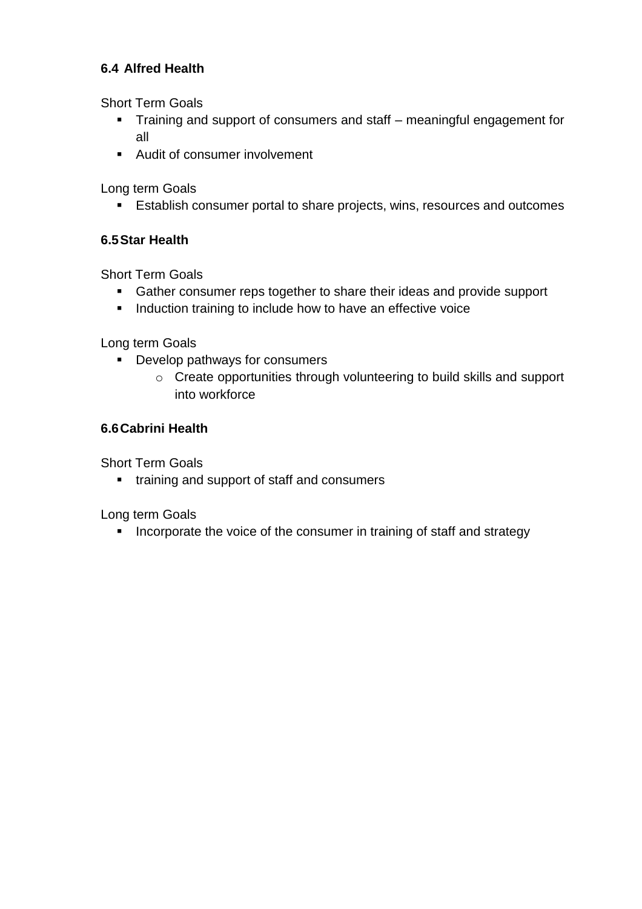### 6.4 Alfred Health

Short Term Goals

- Training and support of consumers and staff – meaningful engagement for all
- Audit of consumer involvement

Long term Goals

- Establish consumer portal to share projects, wins, resources and outcomes

### 6.5 Star Health

Short Term Goals

- Gather consumer reps together to share their ideas and provide support
- Induction training to include how to have an effective voice

Long term Goals

- Develop pathways for consumers
  - Create opportunities through volunteering to build skills and support into workforce

### 6.6 Cabrini Health

Short Term Goals

- training and support of staff and consumers

Long term Goals

- Incorporate the voice of the consumer in training of staff and strategy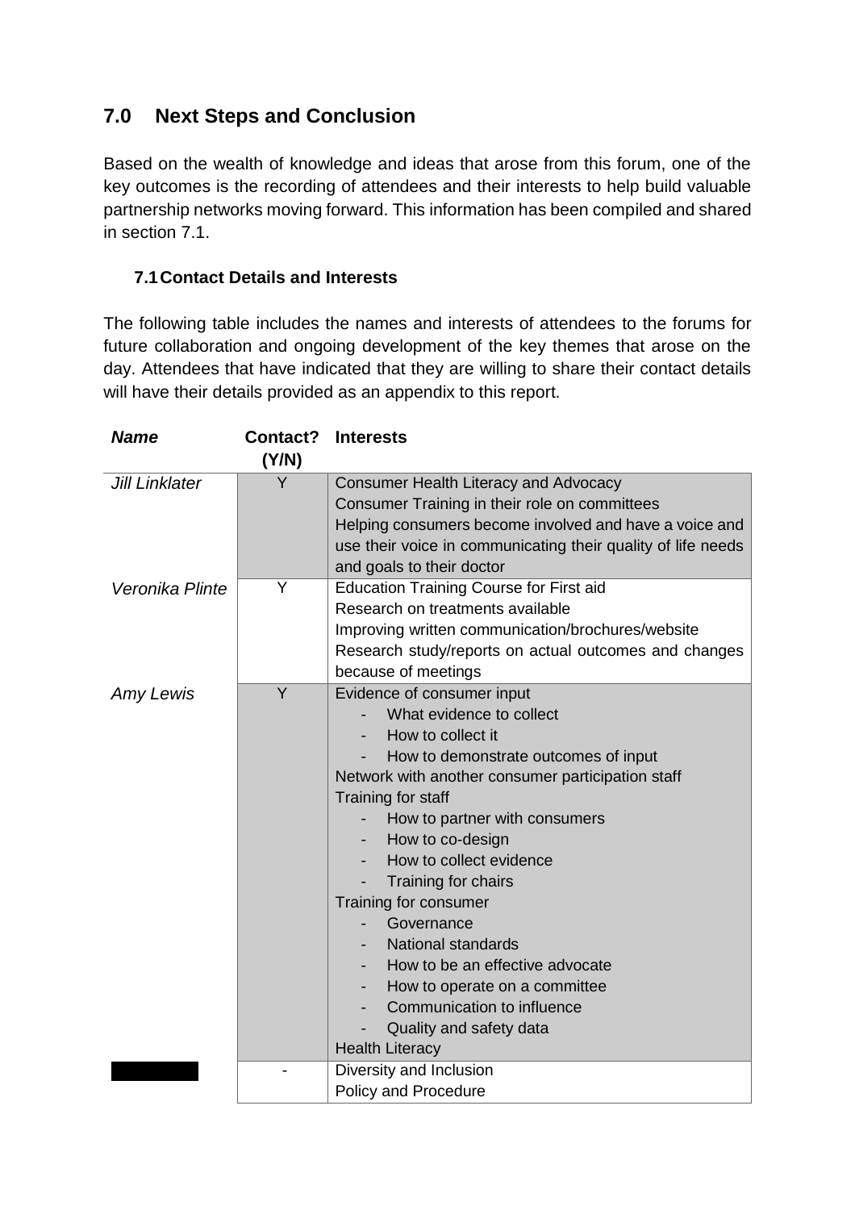## 7.0 Next Steps and Conclusion

Based on the wealth of knowledge and ideas that arose from this forum, one of the key outcomes is the recording of attendees and their interests to help build valuable partnership networks moving forward. This information has been compiled and shared in section 7.1.

### 7.1 Contact Details and Interests

The following table includes the names and interests of attendees to the forums for future collaboration and ongoing development of the key themes that arose on the day. Attendees that have indicated that they are willing to share their contact details will have their details provided as an appendix to this report.

| ***Name*** | **Contact? (Y/N)** | **Interests** |
|---|---|---|
| *Jill Linklater* | Y | Consumer Health Literacy and Advocacy<br>Consumer Training in their role on committees<br>Helping consumers become involved and have a voice and use their voice in communicating their quality of life needs and goals to their doctor |
| *Veronika Plinte* | Y | Education Training Course for First aid<br>Research on treatments available<br>Improving written communication/brochures/website<br>Research study/reports on actual outcomes and changes because of meetings |
| *Amy Lewis* | Y | Evidence of consumer input<br>- What evidence to collect<br>- How to collect it<br>- How to demonstrate outcomes of input<br>Network with another consumer participation staff<br>Training for staff<br>- How to partner with consumers<br>- How to co-design<br>- How to collect evidence<br>- Training for chairs<br>Training for consumer<br>- Governance<br>- National standards<br>- How to be an effective advocate<br>- How to operate on a committee<br>- Communication to influence<br>- Quality and safety data<br>Health Literacy |
| | - | Diversity and Inclusion<br>Policy and Procedure |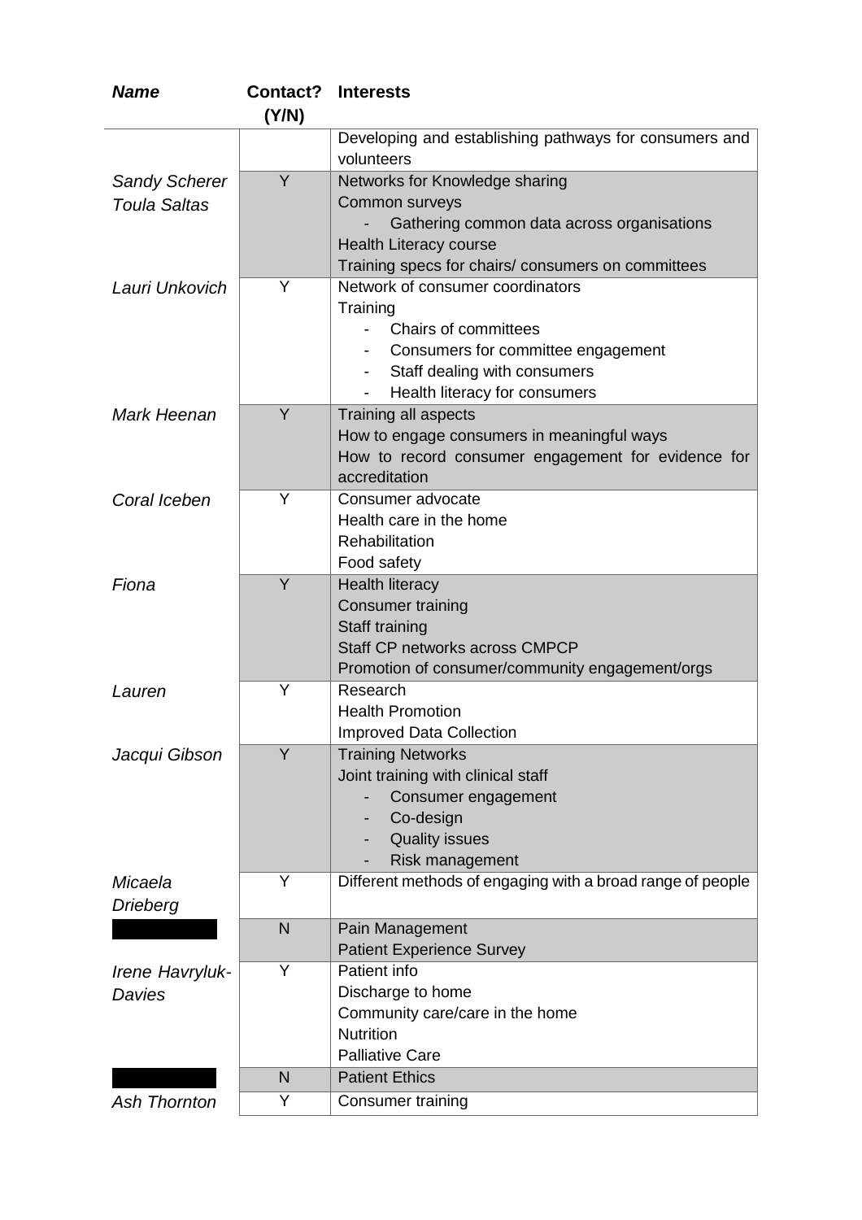| *Name* | Contact? (Y/N) | Interests |
|---|---|---|
| | | Developing and establishing pathways for consumers and volunteers |
| *Sandy Scherer* *Toula Saltas* | Y | Networks for Knowledge sharing<br>Common surveys<br>- Gathering common data across organisations<br>Health Literacy course<br>Training specs for chairs/ consumers on committees |
| *Lauri Unkovich* | Y | Network of consumer coordinators<br>Training<br>- Chairs of committees<br>- Consumers for committee engagement<br>- Staff dealing with consumers<br>- Health literacy for consumers |
| *Mark Heenan* | Y | Training all aspects<br>How to engage consumers in meaningful ways<br>How to record consumer engagement for evidence for accreditation |
| *Coral Iceben* | Y | Consumer advocate<br>Health care in the home<br>Rehabilitation<br>Food safety |
| *Fiona* | Y | Health literacy<br>Consumer training<br>Staff training<br>Staff CP networks across CMPCP<br>Promotion of consumer/community engagement/orgs |
| *Lauren* | Y | Research<br>Health Promotion<br>Improved Data Collection |
| *Jacqui Gibson* | Y | Training Networks<br>Joint training with clinical staff<br>- Consumer engagement<br>- Co-design<br>- Quality issues<br>- Risk management |
| *Micaela Drieberg* | Y | Different methods of engaging with a broad range of people |
| | N | Pain Management<br>Patient Experience Survey |
| *Irene Havryluk-Davies* | Y | Patient info<br>Discharge to home<br>Community care/care in the home<br>Nutrition<br>Palliative Care |
| | N | Patient Ethics |
| *Ash Thornton* | Y | Consumer training |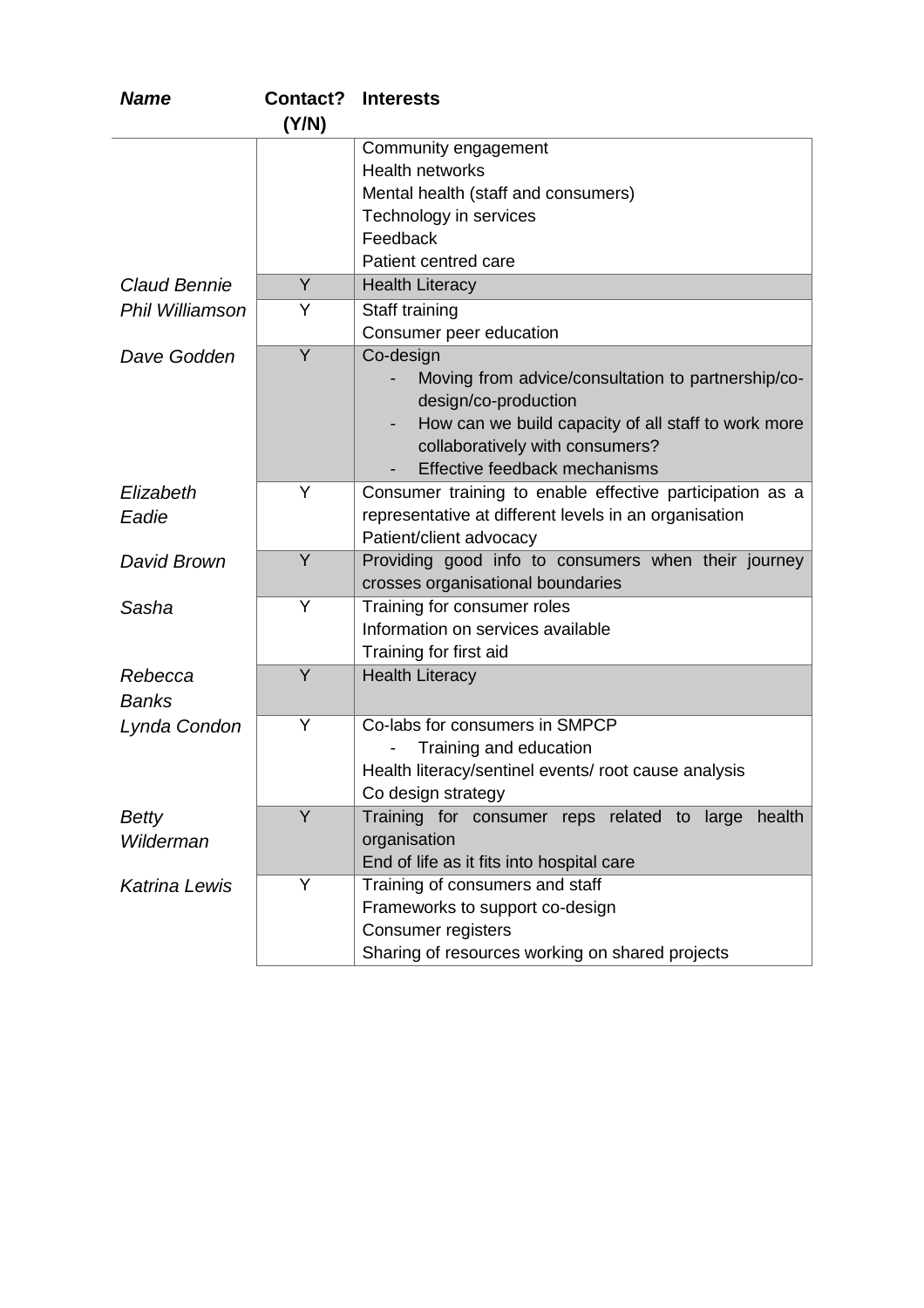| *Name* | Contact? (Y/N) | Interests |
|---|---|---|
| | | Community engagement<br>Health networks<br>Mental health (staff and consumers)<br>Technology in services<br>Feedback<br>Patient centred care |
| *Claud Bennie* | Y | Health Literacy |
| *Phil Williamson* | Y | Staff training<br>Consumer peer education |
| *Dave Godden* | Y | Co-design<br>- Moving from advice/consultation to partnership/co-design/co-production<br>- How can we build capacity of all staff to work more collaboratively with consumers?<br>- Effective feedback mechanisms |
| *Elizabeth Eadie* | Y | Consumer training to enable effective participation as a representative at different levels in an organisation<br>Patient/client advocacy |
| *David Brown* | Y | Providing good info to consumers when their journey crosses organisational boundaries |
| *Sasha* | Y | Training for consumer roles<br>Information on services available<br>Training for first aid |
| *Rebecca Banks* | Y | Health Literacy |
| *Lynda Condon* | Y | Co-labs for consumers in SMPCP<br>- Training and education<br>Health literacy/sentinel events/ root cause analysis<br>Co design strategy |
| *Betty Wilderman* | Y | Training for consumer reps related to large health organisation<br>End of life as it fits into hospital care |
| *Katrina Lewis* | Y | Training of consumers and staff<br>Frameworks to support co-design<br>Consumer registers<br>Sharing of resources working on shared projects |